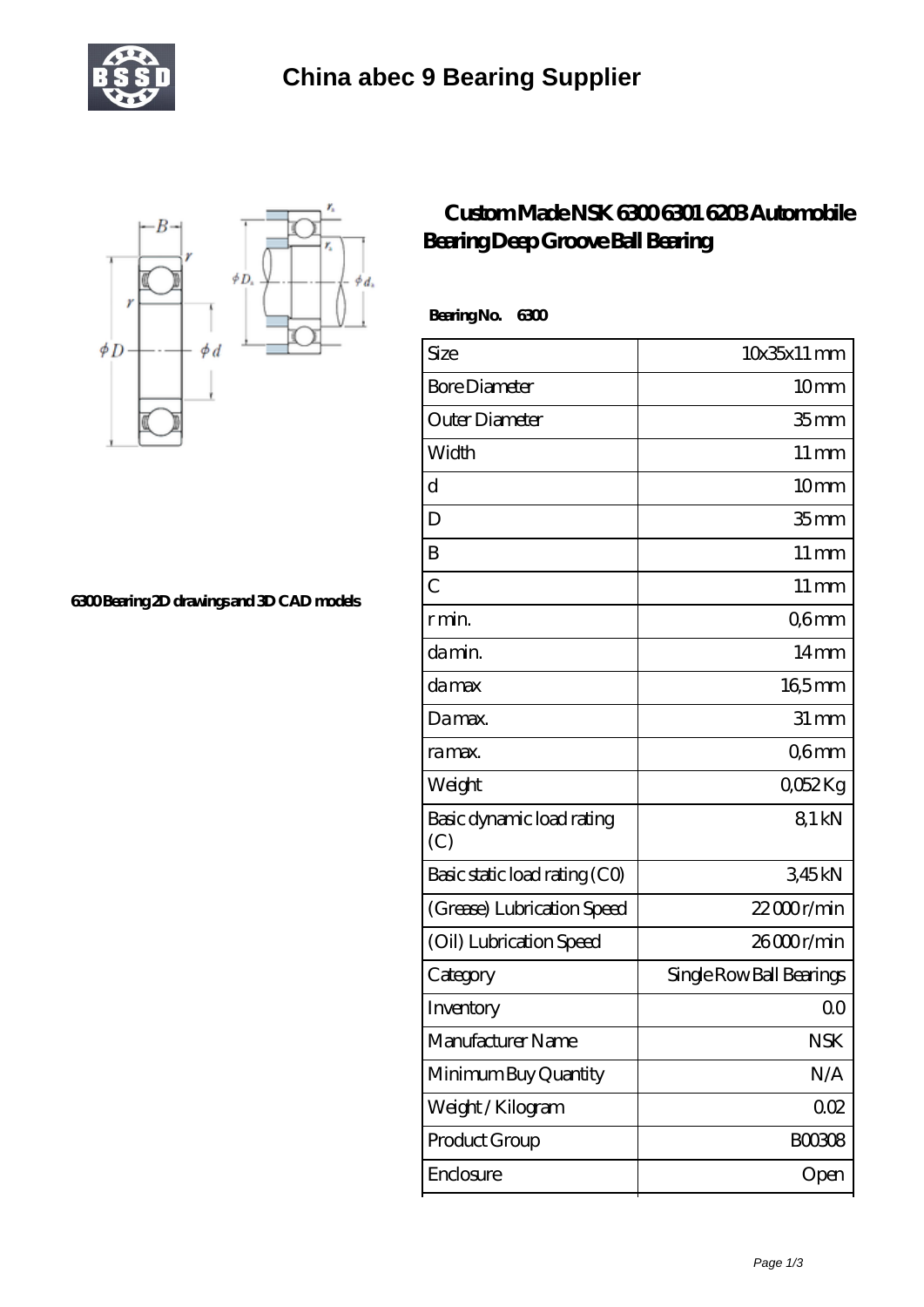# China abec 9 Bearing Supplier

6300 Bearing 2D drawings and 3D CAD models

## Custom Made NSK 6300 6301 6203 Automobile Bearing Deep Groove Ball Bearing

**Bearing No. 6300**

| Size | 10x35x11 mm |
|---|---|
| Bore Diameter | 10 mm |
| Outer Diameter | 35 mm |
| Width | 11 mm |
| d | 10 mm |
| D | 35 mm |
| B | 11 mm |
| C | 11 mm |
| r min. | 0,6 mm |
| da min. | 14 mm |
| da max | 16,5 mm |
| Da max. | 31 mm |
| ra max. | 0,6 mm |
| Weight | 0,052 Kg |
| Basic dynamic load rating (C) | 8,1 kN |
| Basic static load rating (C0) | 3,45 kN |
| (Grease) Lubrication Speed | 22 000 r/min |
| (Oil) Lubrication Speed | 26 000 r/min |
| Category | Single Row Ball Bearings |
| Inventory | 0.0 |
| Manufacturer Name | NSK |
| Minimum Buy Quantity | N/A |
| Weight / Kilogram | 0.02 |
| Product Group | B00308 |
| Enclosure | Open |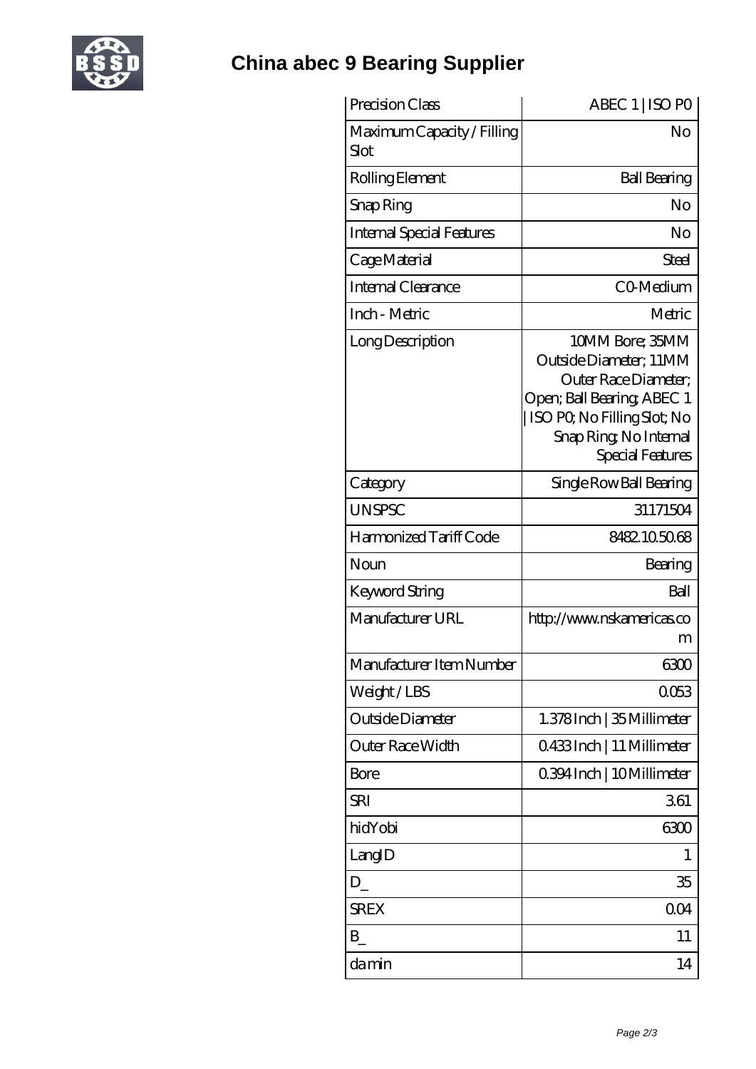# China abec 9 Bearing Supplier

| Precision Class | ABEC 1 \| ISO P0 |
|---|---|
| Maximum Capacity / Filling Slot | No |
| Rolling Element | Ball Bearing |
| Snap Ring | No |
| Internal Special Features | No |
| Cage Material | Steel |
| Internal Clearance | C0-Medium |
| Inch - Metric | Metric |
| Long Description | 10MM Bore; 35MM Outside Diameter; 11MM Outer Race Diameter; Open; Ball Bearing; ABEC 1 \| ISO P0; No Filling Slot; No Snap Ring; No Internal Special Features |
| Category | Single Row Ball Bearing |
| UNSPSC | 31171504 |
| Harmonized Tariff Code | 8482.10.50.68 |
| Noun | Bearing |
| Keyword String | Ball |
| Manufacturer URL | http://www.nskamericas.com |
| Manufacturer Item Number | 6300 |
| Weight / LBS | 0.053 |
| Outside Diameter | 1.378 Inch \| 35 Millimeter |
| Outer Race Width | 0.433 Inch \| 11 Millimeter |
| Bore | 0.394 Inch \| 10 Millimeter |
| SRI | 3.61 |
| hidYobi | 6300 |
| LangID | 1 |
| D_ | 35 |
| SREX | 0.04 |
| B_ | 11 |
| da min | 14 |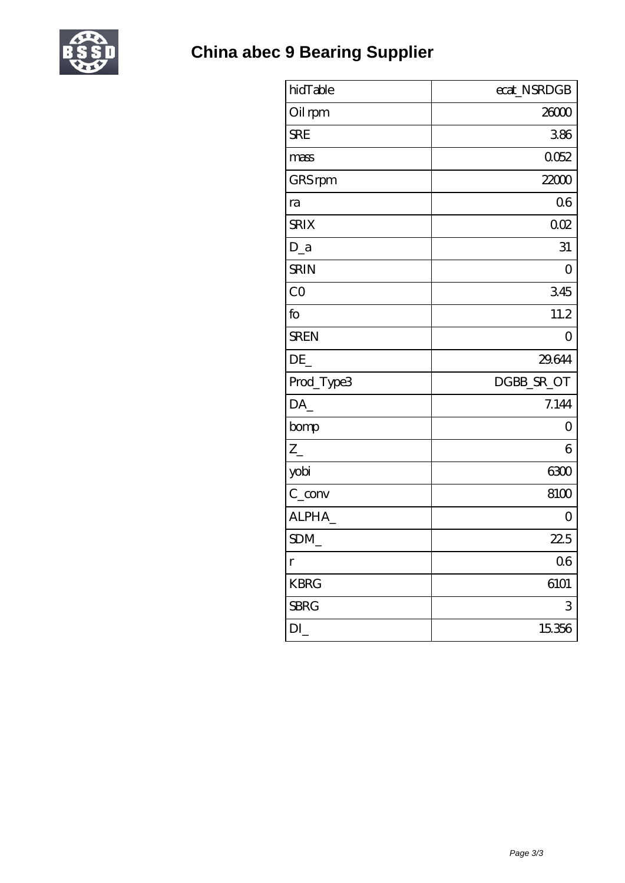# China abec 9 Bearing Supplier

| | |
|---|---|
| hidTable | ecat_NSRDGB |
| Oil rpm | 26000 |
| SRE | 3.86 |
| mass | 0.052 |
| GRS rpm | 22000 |
| ra | 0.6 |
| SRIX | 0.02 |
| D_a | 31 |
| SRIN | 0 |
| C0 | 3.45 |
| fo | 11.2 |
| SREN | 0 |
| DE_ | 29.644 |
| Prod_Type3 | DGBB_SR_OT |
| DA_ | 7.144 |
| bomp | 0 |
| Z_ | 6 |
| yobi | 6300 |
| C_conv | 8100 |
| ALPHA_ | 0 |
| SDM_ | 22.5 |
| r | 0.6 |
| KBRG | 6101 |
| SBRG | 3 |
| DI_ | 15.356 |